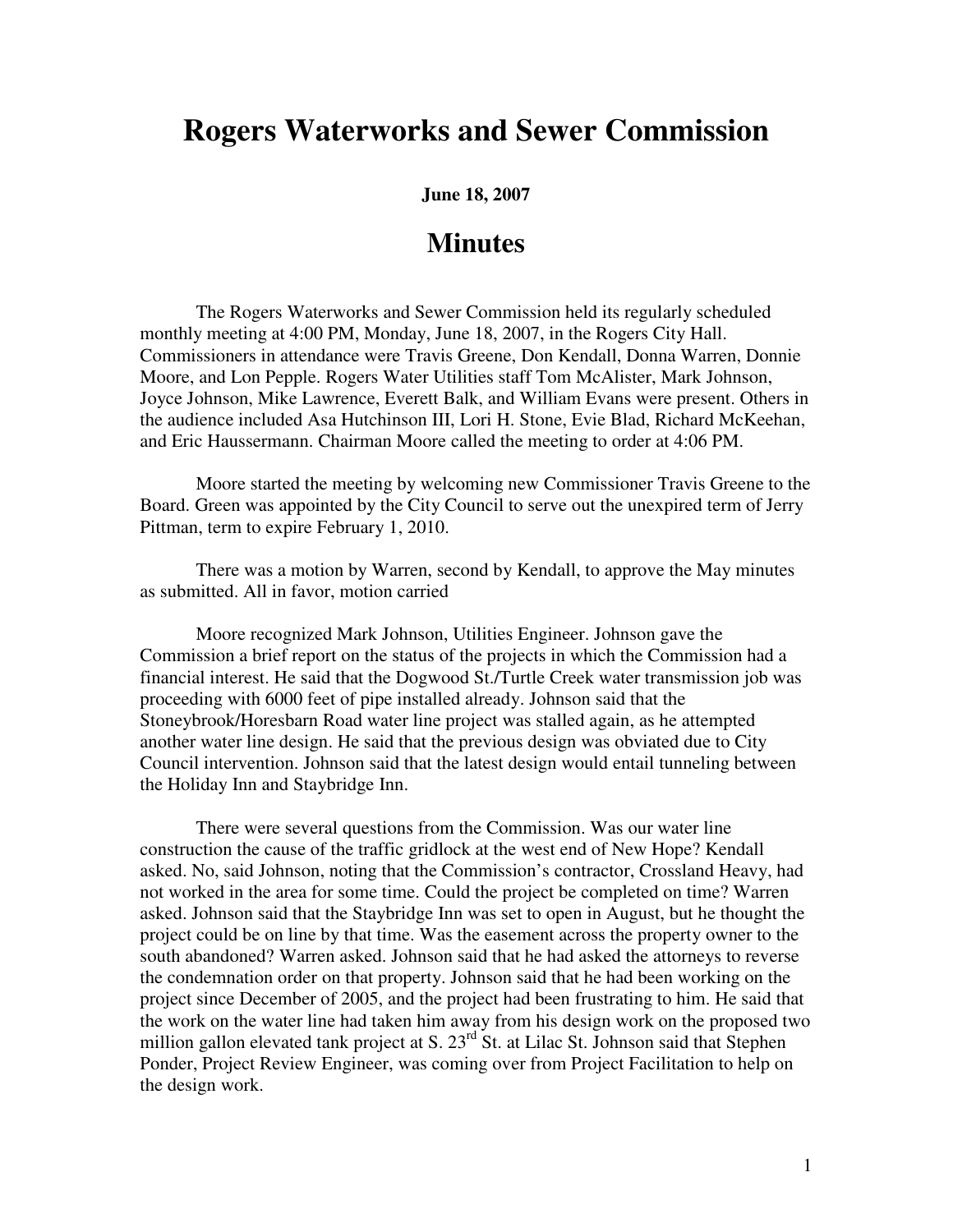# Rogers Waterworks and Sewer Commission

**June 18, 2007**

## Minutes

The Rogers Waterworks and Sewer Commission held its regularly scheduled monthly meeting at 4:00 PM, Monday, June 18, 2007, in the Rogers City Hall. Commissioners in attendance were Travis Greene, Don Kendall, Donna Warren, Donnie Moore, and Lon Pepple. Rogers Water Utilities staff Tom McAlister, Mark Johnson, Joyce Johnson, Mike Lawrence, Everett Balk, and William Evans were present. Others in the audience included Asa Hutchinson III, Lori H. Stone, Evie Blad, Richard McKeehan, and Eric Haussermann. Chairman Moore called the meeting to order at 4:06 PM.

Moore started the meeting by welcoming new Commissioner Travis Greene to the Board. Green was appointed by the City Council to serve out the unexpired term of Jerry Pittman, term to expire February 1, 2010.

There was a motion by Warren, second by Kendall, to approve the May minutes as submitted. All in favor, motion carried

Moore recognized Mark Johnson, Utilities Engineer. Johnson gave the Commission a brief report on the status of the projects in which the Commission had a financial interest. He said that the Dogwood St./Turtle Creek water transmission job was proceeding with 6000 feet of pipe installed already. Johnson said that the Stoneybrook/Horesbarn Road water line project was stalled again, as he attempted another water line design. He said that the previous design was obviated due to City Council intervention. Johnson said that the latest design would entail tunneling between the Holiday Inn and Staybridge Inn.

There were several questions from the Commission. Was our water line construction the cause of the traffic gridlock at the west end of New Hope? Kendall asked. No, said Johnson, noting that the Commission's contractor, Crossland Heavy, had not worked in the area for some time. Could the project be completed on time? Warren asked. Johnson said that the Staybridge Inn was set to open in August, but he thought the project could be on line by that time. Was the easement across the property owner to the south abandoned? Warren asked. Johnson said that he had asked the attorneys to reverse the condemnation order on that property. Johnson said that he had been working on the project since December of 2005, and the project had been frustrating to him. He said that the work on the water line had taken him away from his design work on the proposed two million gallon elevated tank project at S. 23rd St. at Lilac St. Johnson said that Stephen Ponder, Project Review Engineer, was coming over from Project Facilitation to help on the design work.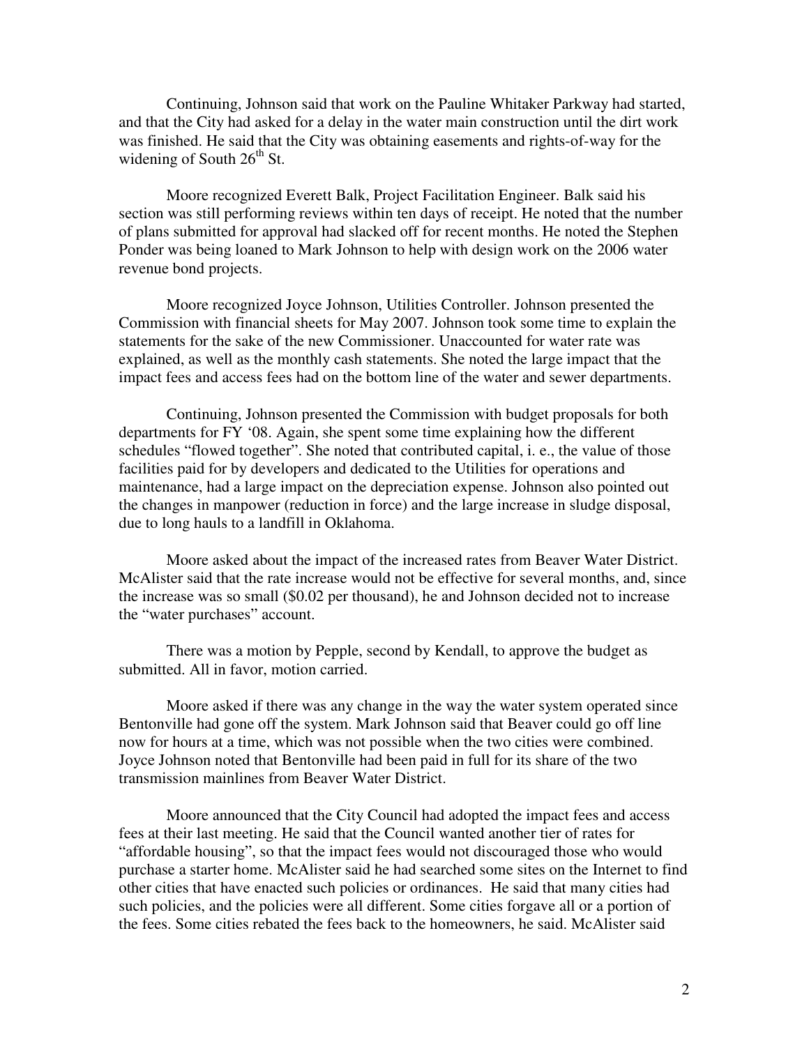Continuing, Johnson said that work on the Pauline Whitaker Parkway had started, and that the City had asked for a delay in the water main construction until the dirt work was finished. He said that the City was obtaining easements and rights-of-way for the widening of South 26th St.

Moore recognized Everett Balk, Project Facilitation Engineer. Balk said his section was still performing reviews within ten days of receipt. He noted that the number of plans submitted for approval had slacked off for recent months. He noted the Stephen Ponder was being loaned to Mark Johnson to help with design work on the 2006 water revenue bond projects.

Moore recognized Joyce Johnson, Utilities Controller. Johnson presented the Commission with financial sheets for May 2007. Johnson took some time to explain the statements for the sake of the new Commissioner. Unaccounted for water rate was explained, as well as the monthly cash statements. She noted the large impact that the impact fees and access fees had on the bottom line of the water and sewer departments.

Continuing, Johnson presented the Commission with budget proposals for both departments for FY '08. Again, she spent some time explaining how the different schedules "flowed together". She noted that contributed capital, i. e., the value of those facilities paid for by developers and dedicated to the Utilities for operations and maintenance, had a large impact on the depreciation expense. Johnson also pointed out the changes in manpower (reduction in force) and the large increase in sludge disposal, due to long hauls to a landfill in Oklahoma.

Moore asked about the impact of the increased rates from Beaver Water District. McAlister said that the rate increase would not be effective for several months, and, since the increase was so small ($0.02 per thousand), he and Johnson decided not to increase the "water purchases" account.

There was a motion by Pepple, second by Kendall, to approve the budget as submitted. All in favor, motion carried.

Moore asked if there was any change in the way the water system operated since Bentonville had gone off the system. Mark Johnson said that Beaver could go off line now for hours at a time, which was not possible when the two cities were combined. Joyce Johnson noted that Bentonville had been paid in full for its share of the two transmission mainlines from Beaver Water District.

Moore announced that the City Council had adopted the impact fees and access fees at their last meeting. He said that the Council wanted another tier of rates for "affordable housing", so that the impact fees would not discouraged those who would purchase a starter home. McAlister said he had searched some sites on the Internet to find other cities that have enacted such policies or ordinances. He said that many cities had such policies, and the policies were all different. Some cities forgave all or a portion of the fees. Some cities rebated the fees back to the homeowners, he said. McAlister said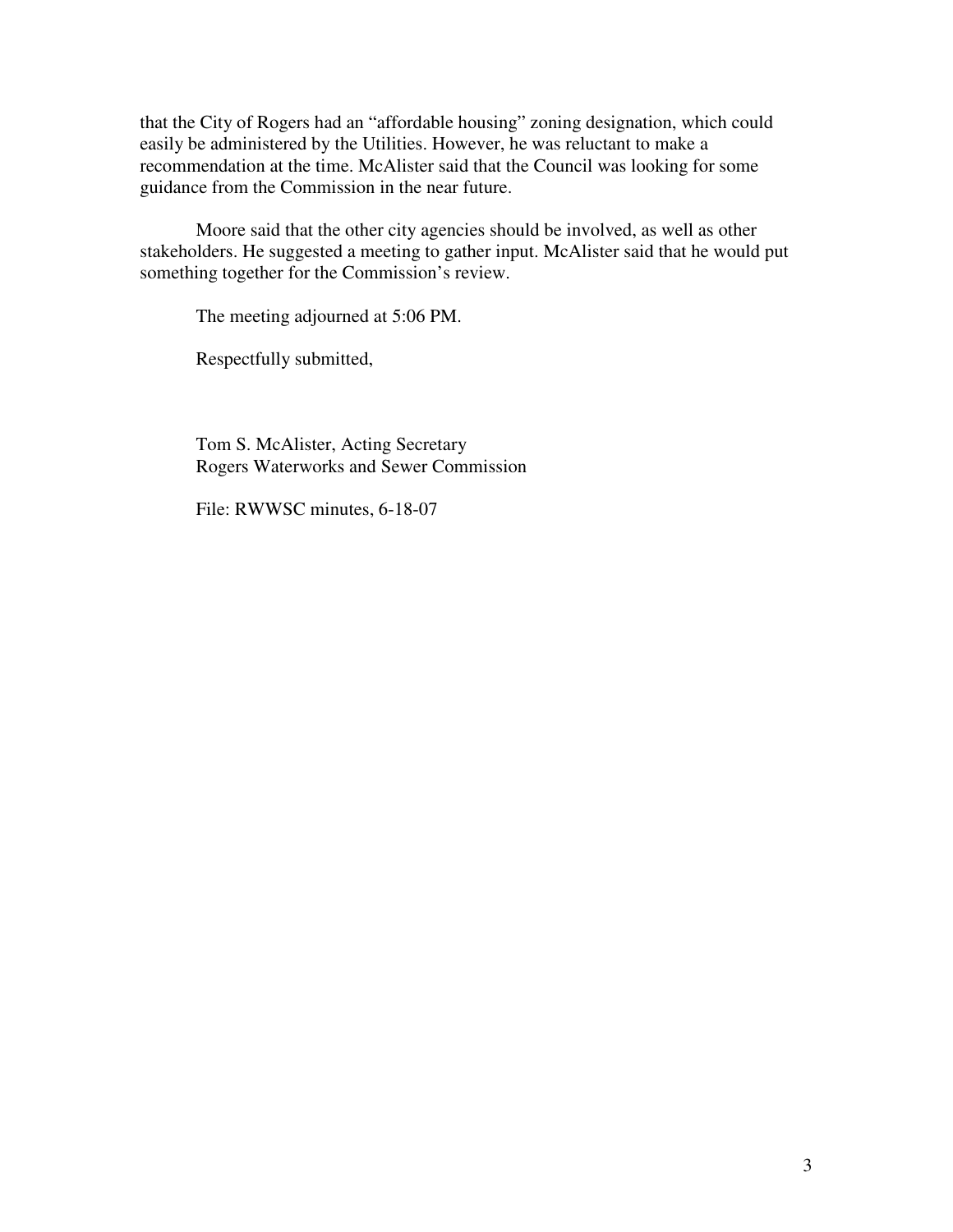that the City of Rogers had an "affordable housing" zoning designation, which could easily be administered by the Utilities. However, he was reluctant to make a recommendation at the time. McAlister said that the Council was looking for some guidance from the Commission in the near future.

Moore said that the other city agencies should be involved, as well as other stakeholders. He suggested a meeting to gather input. McAlister said that he would put something together for the Commission's review.

The meeting adjourned at 5:06 PM.

Respectfully submitted,

Tom S. McAlister, Acting Secretary
Rogers Waterworks and Sewer Commission

File: RWWSC minutes, 6-18-07